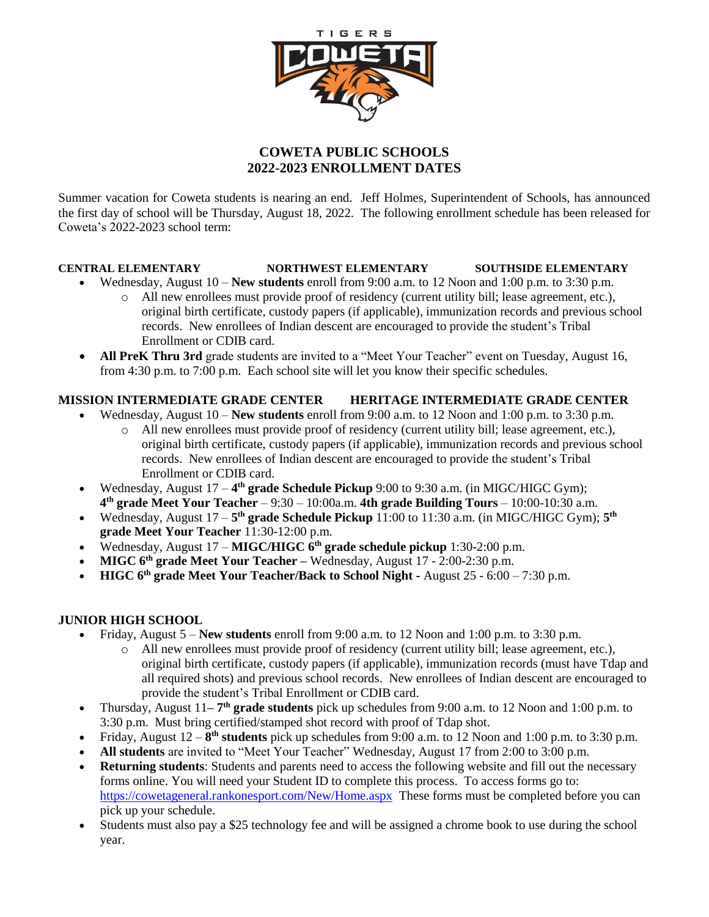# COWETA PUBLIC SCHOOLS
# 2022-2023 ENROLLMENT DATES

Summer vacation for Coweta students is nearing an end. Jeff Holmes, Superintendent of Schools, has announced the first day of school will be Thursday, August 18, 2022. The following enrollment schedule has been released for Coweta's 2022-2023 school term:

**CENTRAL ELEMENTARY NORTHWEST ELEMENTARY SOUTHSIDE ELEMENTARY**

- Wednesday, August 10 – **New students** enroll from 9:00 a.m. to 12 Noon and 1:00 p.m. to 3:30 p.m.
  - All new enrollees must provide proof of residency (current utility bill; lease agreement, etc.), original birth certificate, custody papers (if applicable), immunization records and previous school records. New enrollees of Indian descent are encouraged to provide the student's Tribal Enrollment or CDIB card.
- **All PreK Thru 3rd** grade students are invited to a "Meet Your Teacher" event on Tuesday, August 16, from 4:30 p.m. to 7:00 p.m. Each school site will let you know their specific schedules.

**MISSION INTERMEDIATE GRADE CENTER HERITAGE INTERMEDIATE GRADE CENTER**

- Wednesday, August 10 – **New students** enroll from 9:00 a.m. to 12 Noon and 1:00 p.m. to 3:30 p.m.
  - All new enrollees must provide proof of residency (current utility bill; lease agreement, etc.), original birth certificate, custody papers (if applicable), immunization records and previous school records. New enrollees of Indian descent are encouraged to provide the student's Tribal Enrollment or CDIB card.
- Wednesday, August 17 – **4th grade Schedule Pickup** 9:00 to 9:30 a.m. (in MIGC/HIGC Gym); **4th grade Meet Your Teacher** – 9:30 – 10:00a.m. **4th grade Building Tours** – 10:00-10:30 a.m.
- Wednesday, August 17 – **5th grade Schedule Pickup** 11:00 to 11:30 a.m. (in MIGC/HIGC Gym); **5th grade Meet Your Teacher** 11:30-12:00 p.m.
- Wednesday, August 17 – **MIGC/HIGC 6th grade schedule pickup** 1:30-2:00 p.m.
- **MIGC 6th grade Meet Your Teacher –** Wednesday, August 17 - 2:00-2:30 p.m.
- **HIGC 6th grade Meet Your Teacher/Back to School Night** - August 25 - 6:00 – 7:30 p.m.

**JUNIOR HIGH SCHOOL**

- Friday, August 5 – **New students** enroll from 9:00 a.m. to 12 Noon and 1:00 p.m. to 3:30 p.m.
  - All new enrollees must provide proof of residency (current utility bill; lease agreement, etc.), original birth certificate, custody papers (if applicable), immunization records (must have Tdap and all required shots) and previous school records. New enrollees of Indian descent are encouraged to provide the student's Tribal Enrollment or CDIB card.
- Thursday, August 11– **7th grade students** pick up schedules from 9:00 a.m. to 12 Noon and 1:00 p.m. to 3:30 p.m. Must bring certified/stamped shot record with proof of Tdap shot.
- Friday, August 12 – **8th students** pick up schedules from 9:00 a.m. to 12 Noon and 1:00 p.m. to 3:30 p.m.
- **All students** are invited to "Meet Your Teacher" Wednesday, August 17 from 2:00 to 3:00 p.m.
- **Returning students**: Students and parents need to access the following website and fill out the necessary forms online. You will need your Student ID to complete this process. To access forms go to: https://cowetageneral.rankonesport.com/New/Home.aspx These forms must be completed before you can pick up your schedule.
- Students must also pay a $25 technology fee and will be assigned a chrome book to use during the school year.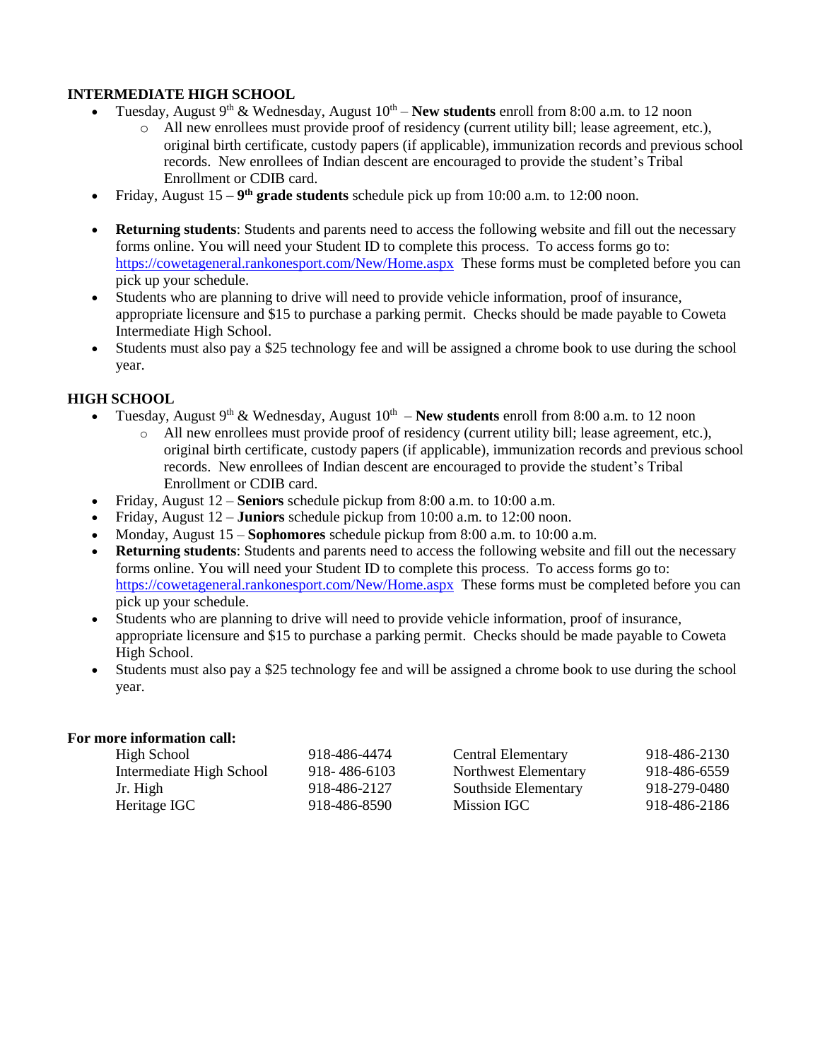**INTERMEDIATE HIGH SCHOOL**

- Tuesday, August 9th & Wednesday, August 10th – **New students** enroll from 8:00 a.m. to 12 noon
  - All new enrollees must provide proof of residency (current utility bill; lease agreement, etc.), original birth certificate, custody papers (if applicable), immunization records and previous school records. New enrollees of Indian descent are encouraged to provide the student's Tribal Enrollment or CDIB card.
- Friday, August 15 **– 9th grade students** schedule pick up from 10:00 a.m. to 12:00 noon.
- **Returning students**: Students and parents need to access the following website and fill out the necessary forms online. You will need your Student ID to complete this process. To access forms go to: https://cowetageneral.rankonesport.com/New/Home.aspx These forms must be completed before you can pick up your schedule.
- Students who are planning to drive will need to provide vehicle information, proof of insurance, appropriate licensure and $15 to purchase a parking permit. Checks should be made payable to Coweta Intermediate High School.
- Students must also pay a $25 technology fee and will be assigned a chrome book to use during the school year.

**HIGH SCHOOL**

- Tuesday, August 9th & Wednesday, August 10th – **New students** enroll from 8:00 a.m. to 12 noon
  - All new enrollees must provide proof of residency (current utility bill; lease agreement, etc.), original birth certificate, custody papers (if applicable), immunization records and previous school records. New enrollees of Indian descent are encouraged to provide the student's Tribal Enrollment or CDIB card.
- Friday, August 12 – **Seniors** schedule pickup from 8:00 a.m. to 10:00 a.m.
- Friday, August 12 – **Juniors** schedule pickup from 10:00 a.m. to 12:00 noon.
- Monday, August 15 – **Sophomores** schedule pickup from 8:00 a.m. to 10:00 a.m.
- **Returning students**: Students and parents need to access the following website and fill out the necessary forms online. You will need your Student ID to complete this process. To access forms go to: https://cowetageneral.rankonesport.com/New/Home.aspx These forms must be completed before you can pick up your schedule.
- Students who are planning to drive will need to provide vehicle information, proof of insurance, appropriate licensure and $15 to purchase a parking permit. Checks should be made payable to Coweta High School.
- Students must also pay a $25 technology fee and will be assigned a chrome book to use during the school year.

**For more information call:**

| | | | |
|---|---|---|---|
| High School | 918-486-4474 | Central Elementary | 918-486-2130 |
| Intermediate High School | 918- 486-6103 | Northwest Elementary | 918-486-6559 |
| Jr. High | 918-486-2127 | Southside Elementary | 918-279-0480 |
| Heritage IGC | 918-486-8590 | Mission IGC | 918-486-2186 |